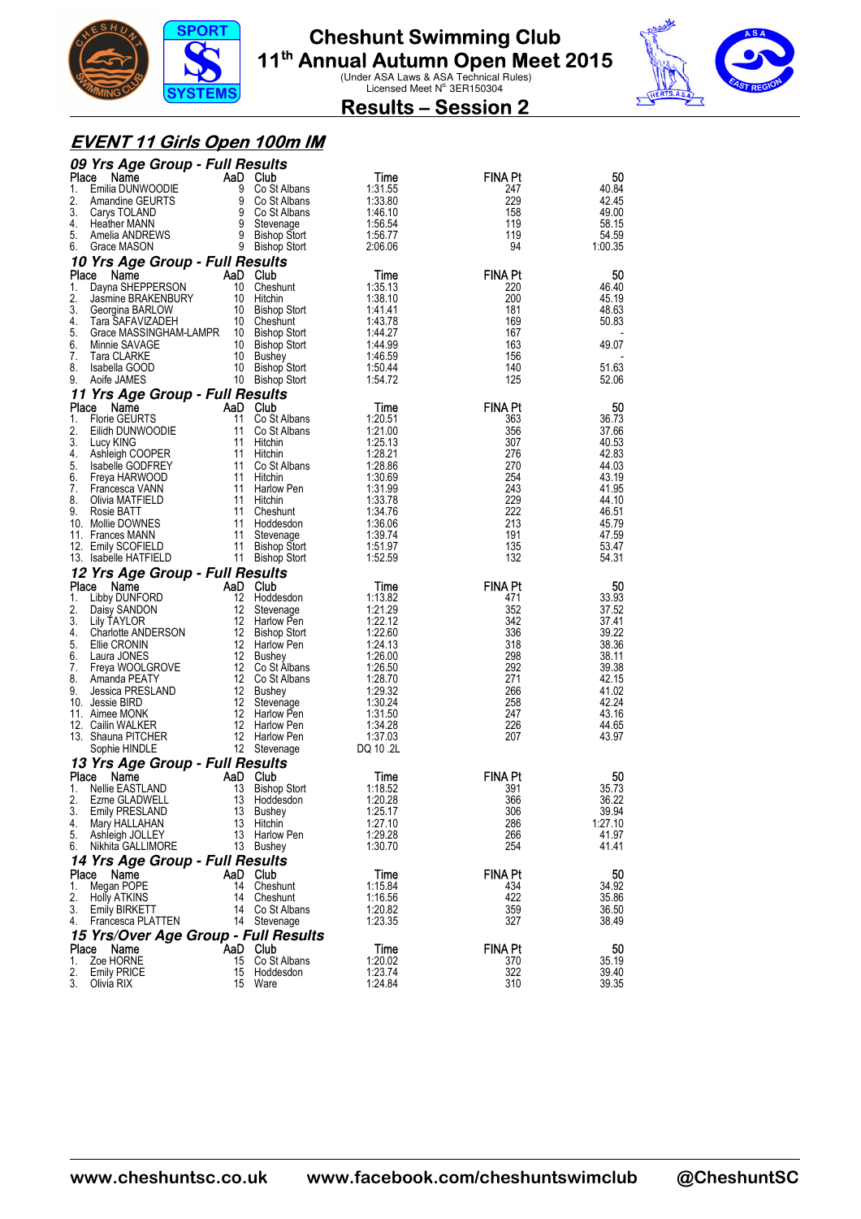# Cheshunt Swimming Club

## 11th Annual Autumn Open Meet 2015

(Under ASA Laws & ASA Technical Rules)
Licensed Meet N° 3ER150304

## Results – Session 2

### *EVENT 11 Girls Open 100m IM*

#### *09 Yrs Age Group - Full Results*

| Place | Name | AaD | Club | Time | FINA Pt | 50 |
|---|---|---|---|---|---|---|
| 1. | Emilia DUNWOODIE | 9 | Co St Albans | 1:31.55 | 247 | 40.84 |
| 2. | Amandine GEURTS | 9 | Co St Albans | 1:33.80 | 229 | 42.45 |
| 3. | Carys TOLAND | 9 | Co St Albans | 1:46.10 | 158 | 49.00 |
| 4. | Heather MANN | 9 | Stevenage | 1:56.54 | 119 | 58.15 |
| 5. | Amelia ANDREWS | 9 | Bishop Stort | 1:56.77 | 119 | 54.59 |
| 6. | Grace MASON | 9 | Bishop Stort | 2:06.06 | 94 | 1:00.35 |

#### *10 Yrs Age Group - Full Results*

| Place | Name | AaD | Club | Time | FINA Pt | 50 |
|---|---|---|---|---|---|---|
| 1. | Dayna SHEPPERSON | 10 | Cheshunt | 1:35.13 | 220 | 46.40 |
| 2. | Jasmine BRAKENBURY | 10 | Hitchin | 1:38.10 | 200 | 45.19 |
| 3. | Georgina BARLOW | 10 | Bishop Stort | 1:41.41 | 181 | 48.63 |
| 4. | Tara SAFAVIZADEH | 10 | Cheshunt | 1:43.78 | 169 | 50.83 |
| 5. | Grace MASSINGHAM-LAMPR | 10 | Bishop Stort | 1:44.27 | 167 | - |
| 6. | Minnie SAVAGE | 10 | Bishop Stort | 1:44.99 | 163 | 49.07 |
| 7. | Tara CLARKE | 10 | Bushey | 1:46.59 | 156 | - |
| 8. | Isabella GOOD | 10 | Bishop Stort | 1:50.44 | 140 | 51.63 |
| 9. | Aoife JAMES | 10 | Bishop Stort | 1:54.72 | 125 | 52.06 |

#### *11 Yrs Age Group - Full Results*

| Place | Name | AaD | Club | Time | FINA Pt | 50 |
|---|---|---|---|---|---|---|
| 1. | Florie GEURTS | 11 | Co St Albans | 1:20.51 | 363 | 36.73 |
| 2. | Eilidh DUNWOODIE | 11 | Co St Albans | 1:21.00 | 356 | 37.66 |
| 3. | Lucy KING | 11 | Hitchin | 1:25.13 | 307 | 40.53 |
| 4. | Ashleigh COOPER | 11 | Hitchin | 1:28.21 | 276 | 42.83 |
| 5. | Isabelle GODFREY | 11 | Co St Albans | 1:28.86 | 270 | 44.03 |
| 6. | Freya HARWOOD | 11 | Hitchin | 1:30.69 | 254 | 43.19 |
| 7. | Francesca VANN | 11 | Harlow Pen | 1:31.99 | 243 | 41.95 |
| 8. | Olivia MATFIELD | 11 | Hitchin | 1:33.78 | 229 | 44.10 |
| 9. | Rosie BATT | 11 | Cheshunt | 1:34.76 | 222 | 46.51 |
| 10. | Mollie DOWNES | 11 | Hoddesdon | 1:36.06 | 213 | 45.79 |
| 11. | Frances MANN | 11 | Stevenage | 1:39.74 | 191 | 47.59 |
| 12. | Emily SCOFIELD | 11 | Bishop Stort | 1:51.97 | 135 | 53.47 |
| 13. | Isabelle HATFIELD | 11 | Bishop Stort | 1:52.59 | 132 | 54.31 |

#### *12 Yrs Age Group - Full Results*

| Place | Name | AaD | Club | Time | FINA Pt | 50 |
|---|---|---|---|---|---|---|
| 1. | Libby DUNFORD | 12 | Hoddesdon | 1:13.82 | 471 | 33.93 |
| 2. | Daisy SANDON | 12 | Stevenage | 1:21.29 | 352 | 37.52 |
| 3. | Lily TAYLOR | 12 | Harlow Pen | 1:22.12 | 342 | 37.41 |
| 4. | Charlotte ANDERSON | 12 | Bishop Stort | 1:22.60 | 336 | 39.22 |
| 5. | Ellie CRONIN | 12 | Harlow Pen | 1:24.13 | 318 | 38.36 |
| 6. | Laura JONES | 12 | Bushey | 1:26.00 | 298 | 38.11 |
| 7. | Freya WOOLGROVE | 12 | Co St Albans | 1:26.50 | 292 | 39.38 |
| 8. | Amanda PEATY | 12 | Co St Albans | 1:28.70 | 271 | 42.15 |
| 9. | Jessica PRESLAND | 12 | Bushey | 1:29.32 | 266 | 41.02 |
| 10. | Jessie BIRD | 12 | Stevenage | 1:30.24 | 258 | 42.24 |
| 11. | Aimee MONK | 12 | Harlow Pen | 1:31.50 | 247 | 43.16 |
| 12. | Cailin WALKER | 12 | Harlow Pen | 1:34.28 | 226 | 44.65 |
| 13. | Shauna PITCHER | 12 | Harlow Pen | 1:37.03 | 207 | 43.97 |
| | Sophie HINDLE | 12 | Stevenage | DQ 10 .2L | | |

#### *13 Yrs Age Group - Full Results*

| Place | Name | AaD | Club | Time | FINA Pt | 50 |
|---|---|---|---|---|---|---|
| 1. | Nellie EASTLAND | 13 | Bishop Stort | 1:18.52 | 391 | 35.73 |
| 2. | Ezme GLADWELL | 13 | Hoddesdon | 1:20.28 | 366 | 36.22 |
| 3. | Emily PRESLAND | 13 | Bushey | 1:25.17 | 306 | 39.94 |
| 4. | Mary HALLAHAN | 13 | Hitchin | 1:27.10 | 286 | 1:27.10 |
| 5. | Ashleigh JOLLEY | 13 | Harlow Pen | 1:29.28 | 266 | 41.97 |
| 6. | Nikhita GALLIMORE | 13 | Bushey | 1:30.70 | 254 | 41.41 |

#### *14 Yrs Age Group - Full Results*

| Place | Name | AaD | Club | Time | FINA Pt | 50 |
|---|---|---|---|---|---|---|
| 1. | Megan POPE | 14 | Cheshunt | 1:15.84 | 434 | 34.92 |
| 2. | Holly ATKINS | 14 | Cheshunt | 1:16.56 | 422 | 35.86 |
| 3. | Emily BIRKETT | 14 | Co St Albans | 1:20.82 | 359 | 36.50 |
| 4. | Francesca PLATTEN | 14 | Stevenage | 1:23.35 | 327 | 38.49 |

#### *15 Yrs/Over Age Group - Full Results*

| Place | Name | AaD | Club | Time | FINA Pt | 50 |
|---|---|---|---|---|---|---|
| 1. | Zoe HORNE | 15 | Co St Albans | 1:20.02 | 370 | 35.19 |
| 2. | Emily PRICE | 15 | Hoddesdon | 1:23.74 | 322 | 39.40 |
| 3. | Olivia RIX | 15 | Ware | 1:24.84 | 310 | 39.35 |

www.cheshuntsc.co.uk www.facebook.com/cheshuntswimclub @CheshuntSC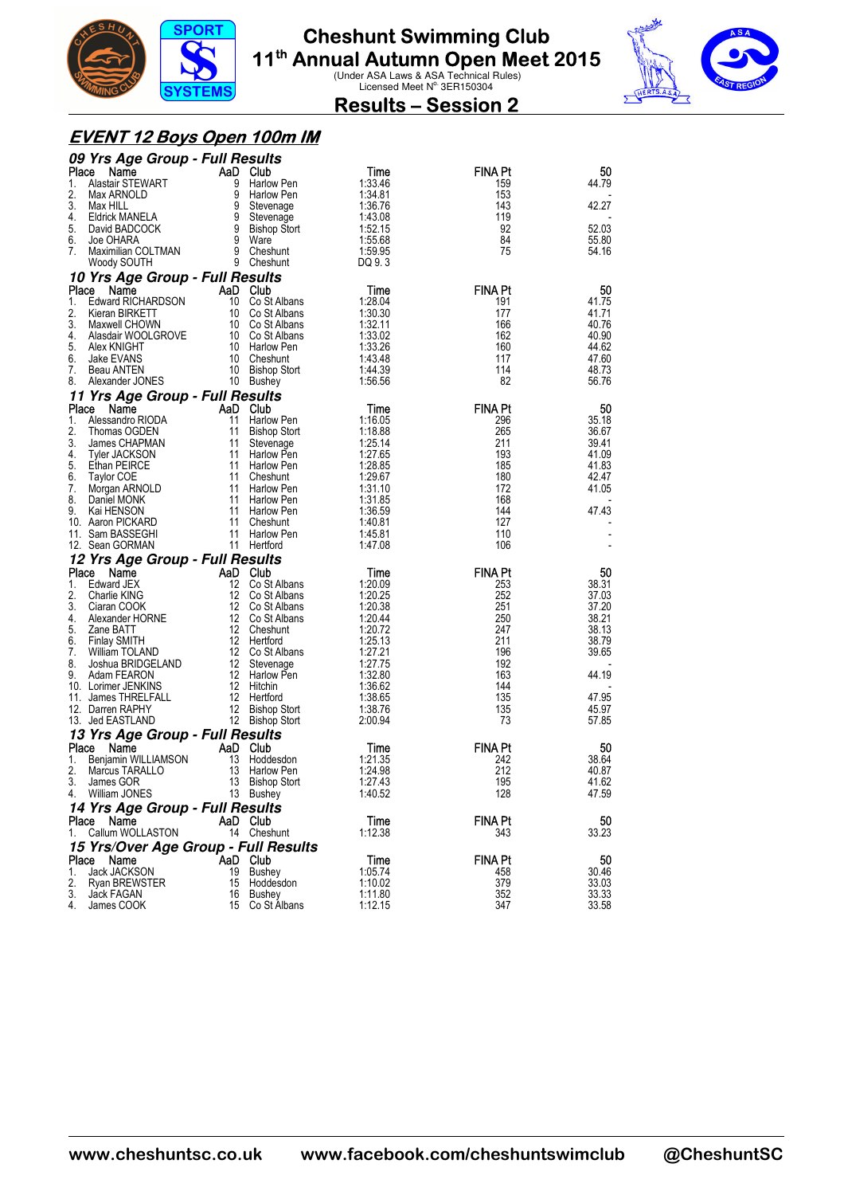# Cheshunt Swimming Club

## 11th Annual Autumn Open Meet 2015

(Under ASA Laws & ASA Technical Rules)
Licensed Meet N° 3ER150304

## Results – Session 2

## EVENT 12 Boys Open 100m IM

### 09 Yrs Age Group - Full Results

| Place | Name | AaD | Club | Time | FINA Pt | 50 |
|---|---|---|---|---|---|---|
| 1. | Alastair STEWART | 9 | Harlow Pen | 1:33.46 | 159 | 44.79 |
| 2. | Max ARNOLD | 9 | Harlow Pen | 1:34.81 | 153 | - |
| 3. | Max HILL | 9 | Stevenage | 1:36.76 | 143 | 42.27 |
| 4. | Eldrick MANELA | 9 | Stevenage | 1:43.08 | 119 | - |
| 5. | David BADCOCK | 9 | Bishop Stort | 1:52.15 | 92 | 52.03 |
| 6. | Joe OHARA | 9 | Ware | 1:55.68 | 84 | 55.80 |
| 7. | Maximilian COLTMAN | 9 | Cheshunt | 1:59.95 | 75 | 54.16 |
| | Woody SOUTH | 9 | Cheshunt | DQ 9. 3 | | |

### 10 Yrs Age Group - Full Results

| Place | Name | AaD | Club | Time | FINA Pt | 50 |
|---|---|---|---|---|---|---|
| 1. | Edward RICHARDSON | 10 | Co St Albans | 1:28.04 | 191 | 41.75 |
| 2. | Kieran BIRKETT | 10 | Co St Albans | 1:30.30 | 177 | 41.71 |
| 3. | Maxwell CHOWN | 10 | Co St Albans | 1:32.11 | 166 | 40.76 |
| 4. | Alasdair WOOLGROVE | 10 | Co St Albans | 1:33.02 | 162 | 40.90 |
| 5. | Alex KNIGHT | 10 | Harlow Pen | 1:33.26 | 160 | 44.62 |
| 6. | Jake EVANS | 10 | Cheshunt | 1:43.48 | 117 | 47.60 |
| 7. | Beau ANTEN | 10 | Bishop Stort | 1:44.39 | 114 | 48.73 |
| 8. | Alexander JONES | 10 | Bushey | 1:56.56 | 82 | 56.76 |

### 11 Yrs Age Group - Full Results

| Place | Name | AaD | Club | Time | FINA Pt | 50 |
|---|---|---|---|---|---|---|
| 1. | Alessandro RIODA | 11 | Harlow Pen | 1:16.05 | 296 | 35.18 |
| 2. | Thomas OGDEN | 11 | Bishop Stort | 1:18.88 | 265 | 36.67 |
| 3. | James CHAPMAN | 11 | Stevenage | 1:25.14 | 211 | 39.41 |
| 4. | Tyler JACKSON | 11 | Harlow Pen | 1:27.65 | 193 | 41.09 |
| 5. | Ethan PEIRCE | 11 | Harlow Pen | 1:28.85 | 185 | 41.83 |
| 6. | Taylor COE | 11 | Cheshunt | 1:29.67 | 180 | 42.47 |
| 7. | Morgan ARNOLD | 11 | Harlow Pen | 1:31.10 | 172 | 41.05 |
| 8. | Daniel MONK | 11 | Harlow Pen | 1:31.85 | 168 | - |
| 9. | Kai HENSON | 11 | Harlow Pen | 1:36.59 | 144 | 47.43 |
| 10. | Aaron PICKARD | 11 | Cheshunt | 1:40.81 | 127 | - |
| 11. | Sam BASSEGHI | 11 | Harlow Pen | 1:45.81 | 110 | - |
| 12. | Sean GORMAN | 11 | Hertford | 1:47.08 | 106 | - |

### 12 Yrs Age Group - Full Results

| Place | Name | AaD | Club | Time | FINA Pt | 50 |
|---|---|---|---|---|---|---|
| 1. | Edward JEX | 12 | Co St Albans | 1:20.09 | 253 | 38.31 |
| 2. | Charlie KING | 12 | Co St Albans | 1:20.25 | 252 | 37.03 |
| 3. | Ciaran COOK | 12 | Co St Albans | 1:20.38 | 251 | 37.20 |
| 4. | Alexander HORNE | 12 | Co St Albans | 1:20.44 | 250 | 38.21 |
| 5. | Zane BATT | 12 | Cheshunt | 1:20.72 | 247 | 38.13 |
| 6. | Finlay SMITH | 12 | Hertford | 1:25.13 | 211 | 38.79 |
| 7. | William TOLAND | 12 | Co St Albans | 1:27.21 | 196 | 39.65 |
| 8. | Joshua BRIDGELAND | 12 | Stevenage | 1:27.75 | 192 | - |
| 9. | Adam FEARON | 12 | Harlow Pen | 1:32.80 | 163 | 44.19 |
| 10. | Lorimer JENKINS | 12 | Hitchin | 1:36.62 | 144 | - |
| 11. | James THRELFALL | 12 | Hertford | 1:38.65 | 135 | 47.95 |
| 12. | Darren RAPHY | 12 | Bishop Stort | 1:38.76 | 135 | 45.97 |
| 13. | Jed EASTLAND | 12 | Bishop Stort | 2:00.94 | 73 | 57.85 |

### 13 Yrs Age Group - Full Results

| Place | Name | AaD | Club | Time | FINA Pt | 50 |
|---|---|---|---|---|---|---|
| 1. | Benjamin WILLIAMSON | 13 | Hoddesdon | 1:21.35 | 242 | 38.64 |
| 2. | Marcus TARALLO | 13 | Harlow Pen | 1:24.98 | 212 | 40.87 |
| 3. | James GOR | 13 | Bishop Stort | 1:27.43 | 195 | 41.62 |
| 4. | William JONES | 13 | Bushey | 1:40.52 | 128 | 47.59 |

### 14 Yrs Age Group - Full Results

| Place | Name | AaD | Club | Time | FINA Pt | 50 |
|---|---|---|---|---|---|---|
| 1. | Callum WOLLASTON | 14 | Cheshunt | 1:12.38 | 343 | 33.23 |

### 15 Yrs/Over Age Group - Full Results

| Place | Name | AaD | Club | Time | FINA Pt | 50 |
|---|---|---|---|---|---|---|
| 1. | Jack JACKSON | 19 | Bushey | 1:05.74 | 458 | 30.46 |
| 2. | Ryan BREWSTER | 15 | Hoddesdon | 1:10.02 | 379 | 33.03 |
| 3. | Jack FAGAN | 16 | Bushey | 1:11.80 | 352 | 33.33 |
| 4. | James COOK | 15 | Co St Albans | 1:12.15 | 347 | 33.58 |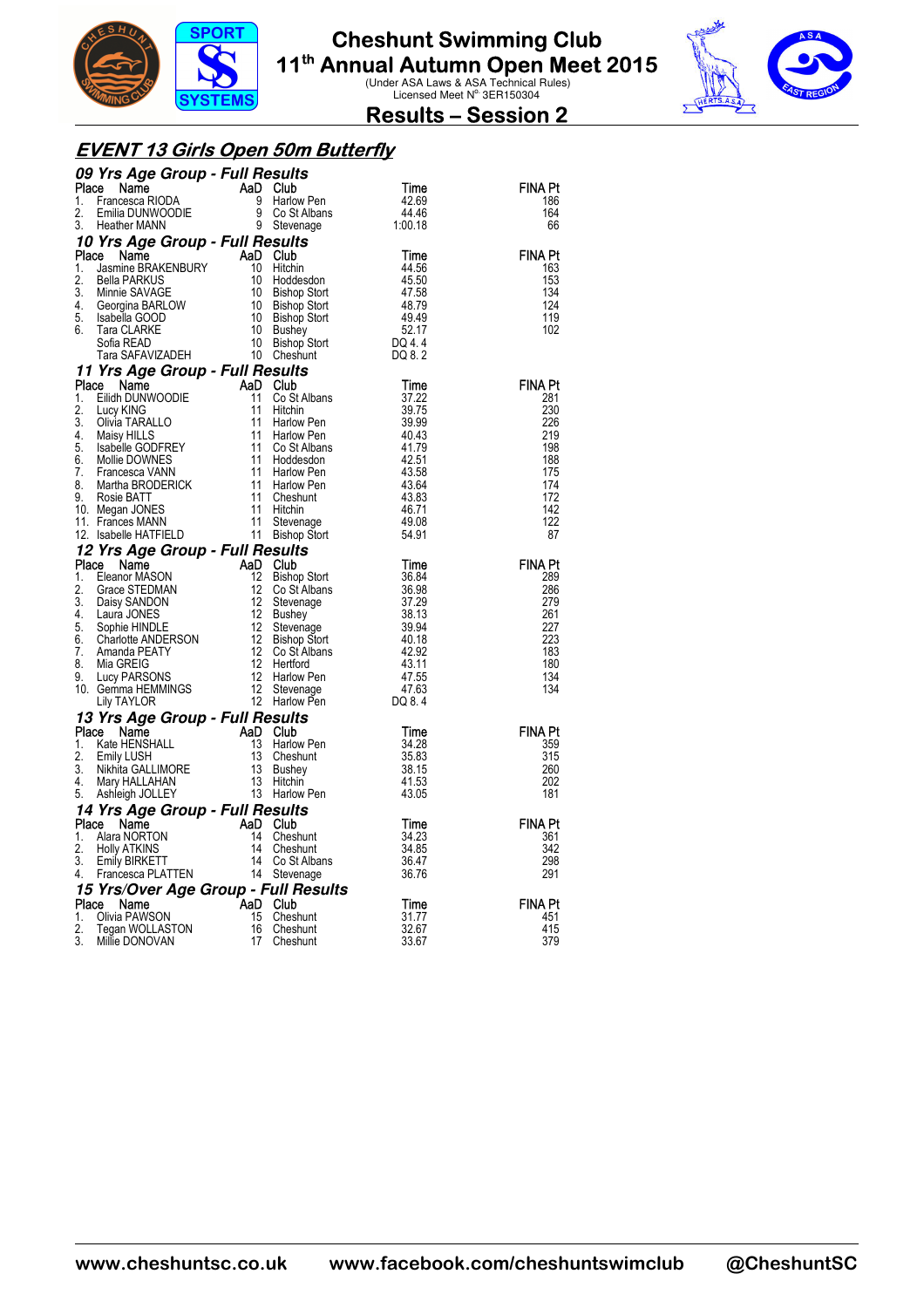# Cheshunt Swimming Club

## 11th Annual Autumn Open Meet 2015

(Under ASA Laws & ASA Technical Rules)
Licensed Meet N° 3ER150304

## Results – Session 2

### EVENT 13 Girls Open 50m Butterfly

#### 09 Yrs Age Group - Full Results

| Place | Name | AaD | Club | Time | FINA Pt |
|---|---|---|---|---|---|
| 1. | Francesca RIODA | 9 | Harlow Pen | 42.69 | 186 |
| 2. | Emilia DUNWOODIE | 9 | Co St Albans | 44.46 | 164 |
| 3. | Heather MANN | 9 | Stevenage | 1:00.18 | 66 |

#### 10 Yrs Age Group - Full Results

| Place | Name | AaD | Club | Time | FINA Pt |
|---|---|---|---|---|---|
| 1. | Jasmine BRAKENBURY | 10 | Hitchin | 44.56 | 163 |
| 2. | Bella PARKUS | 10 | Hoddesdon | 45.50 | 153 |
| 3. | Minnie SAVAGE | 10 | Bishop Stort | 47.58 | 134 |
| 4. | Georgina BARLOW | 10 | Bishop Stort | 48.79 | 124 |
| 5. | Isabella GOOD | 10 | Bishop Stort | 49.49 | 119 |
| 6. | Tara CLARKE | 10 | Bushey | 52.17 | 102 |
| | Sofia READ | 10 | Bishop Stort | DQ 4. 4 | |
| | Tara SAFAVIZADEH | 10 | Cheshunt | DQ 8. 2 | |

#### 11 Yrs Age Group - Full Results

| Place | Name | AaD | Club | Time | FINA Pt |
|---|---|---|---|---|---|
| 1. | Eilidh DUNWOODIE | 11 | Co St Albans | 37.22 | 281 |
| 2. | Lucy KING | 11 | Hitchin | 39.75 | 230 |
| 3. | Olivia TARALLO | 11 | Harlow Pen | 39.99 | 226 |
| 4. | Maisy HILLS | 11 | Harlow Pen | 40.43 | 219 |
| 5. | Isabelle GODFREY | 11 | Co St Albans | 41.79 | 198 |
| 6. | Mollie DOWNES | 11 | Hoddesdon | 42.51 | 188 |
| 7. | Francesca VANN | 11 | Harlow Pen | 43.58 | 175 |
| 8. | Martha BRODERICK | 11 | Harlow Pen | 43.64 | 174 |
| 9. | Rosie BATT | 11 | Cheshunt | 43.83 | 172 |
| 10. | Megan JONES | 11 | Hitchin | 46.71 | 142 |
| 11. | Frances MANN | 11 | Stevenage | 49.08 | 122 |
| 12. | Isabelle HATFIELD | 11 | Bishop Stort | 54.91 | 87 |

#### 12 Yrs Age Group - Full Results

| Place | Name | AaD | Club | Time | FINA Pt |
|---|---|---|---|---|---|
| 1. | Eleanor MASON | 12 | Bishop Stort | 36.84 | 289 |
| 2. | Grace STEDMAN | 12 | Co St Albans | 36.98 | 286 |
| 3. | Daisy SANDON | 12 | Stevenage | 37.29 | 279 |
| 4. | Laura JONES | 12 | Bushey | 38.13 | 261 |
| 5. | Sophie HINDLE | 12 | Stevenage | 39.94 | 227 |
| 6. | Charlotte ANDERSON | 12 | Bishop Stort | 40.18 | 223 |
| 7. | Amanda PEATY | 12 | Co St Albans | 42.92 | 183 |
| 8. | Mia GREIG | 12 | Hertford | 43.11 | 180 |
| 9. | Lucy PARSONS | 12 | Harlow Pen | 47.55 | 134 |
| 10. | Gemma HEMMINGS | 12 | Stevenage | 47.63 | 134 |
| | Lily TAYLOR | 12 | Harlow Pen | DQ 8. 4 | |

#### 13 Yrs Age Group - Full Results

| Place | Name | AaD | Club | Time | FINA Pt |
|---|---|---|---|---|---|
| 1. | Kate HENSHALL | 13 | Harlow Pen | 34.28 | 359 |
| 2. | Emily LUSH | 13 | Cheshunt | 35.83 | 315 |
| 3. | Nikhita GALLIMORE | 13 | Bushey | 38.15 | 260 |
| 4. | Mary HALLAHAN | 13 | Hitchin | 41.53 | 202 |
| 5. | Ashleigh JOLLEY | 13 | Harlow Pen | 43.05 | 181 |

#### 14 Yrs Age Group - Full Results

| Place | Name | AaD | Club | Time | FINA Pt |
|---|---|---|---|---|---|
| 1. | Alara NORTON | 14 | Cheshunt | 34.23 | 361 |
| 2. | Holly ATKINS | 14 | Cheshunt | 34.85 | 342 |
| 3. | Emily BIRKETT | 14 | Co St Albans | 36.47 | 298 |
| 4. | Francesca PLATTEN | 14 | Stevenage | 36.76 | 291 |

#### 15 Yrs/Over Age Group - Full Results

| Place | Name | AaD | Club | Time | FINA Pt |
|---|---|---|---|---|---|
| 1. | Olivia PAWSON | 15 | Cheshunt | 31.77 | 451 |
| 2. | Tegan WOLLASTON | 16 | Cheshunt | 32.67 | 415 |
| 3. | Millie DONOVAN | 17 | Cheshunt | 33.67 | 379 |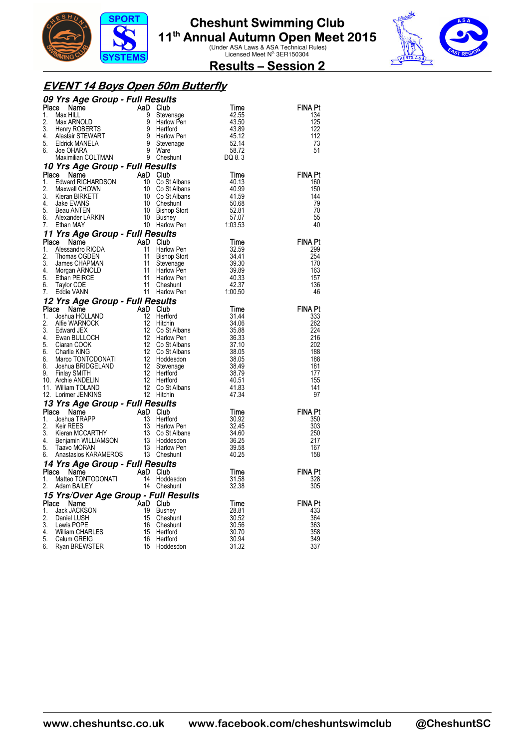# Cheshunt Swimming Club

## 11th Annual Autumn Open Meet 2015

(Under ASA Laws & ASA Technical Rules)
Licensed Meet N° 3ER150304

## Results – Session 2

### *EVENT 14 Boys Open 50m Butterfly*

#### *09 Yrs Age Group - Full Results*

| Place | Name | AaD | Club | Time | FINA Pt |
|---|---|---|---|---|---|
| 1. | Max HILL | 9 | Stevenage | 42.55 | 134 |
| 2. | Max ARNOLD | 9 | Harlow Pen | 43.50 | 125 |
| 3. | Henry ROBERTS | 9 | Hertford | 43.89 | 122 |
| 4. | Alastair STEWART | 9 | Harlow Pen | 45.12 | 112 |
| 5. | Eldrick MANELA | 9 | Stevenage | 52.14 | 73 |
| 6. | Joe OHARA | 9 | Ware | 58.72 | 51 |
| | Maximilian COLTMAN | 9 | Cheshunt | DQ 8. 3 | |

#### *10 Yrs Age Group - Full Results*

| Place | Name | AaD | Club | Time | FINA Pt |
|---|---|---|---|---|---|
| 1. | Edward RICHARDSON | 10 | Co St Albans | 40.13 | 160 |
| 2. | Maxwell CHOWN | 10 | Co St Albans | 40.99 | 150 |
| 3. | Kieran BIRKETT | 10 | Co St Albans | 41.59 | 144 |
| 4. | Jake EVANS | 10 | Cheshunt | 50.68 | 79 |
| 5. | Beau ANTEN | 10 | Bishop Stort | 52.81 | 70 |
| 6. | Alexander LARKIN | 10 | Bushey | 57.07 | 55 |
| 7. | Ethan MAY | 10 | Harlow Pen | 1:03.53 | 40 |

#### *11 Yrs Age Group - Full Results*

| Place | Name | AaD | Club | Time | FINA Pt |
|---|---|---|---|---|---|
| 1. | Alessandro RIODA | 11 | Harlow Pen | 32.59 | 299 |
| 2. | Thomas OGDEN | 11 | Bishop Stort | 34.41 | 254 |
| 3. | James CHAPMAN | 11 | Stevenage | 39.30 | 170 |
| 4. | Morgan ARNOLD | 11 | Harlow Pen | 39.89 | 163 |
| 5. | Ethan PEIRCE | 11 | Harlow Pen | 40.33 | 157 |
| 6. | Taylor COE | 11 | Cheshunt | 42.37 | 136 |
| 7. | Eddie VANN | 11 | Harlow Pen | 1:00.50 | 46 |

#### *12 Yrs Age Group - Full Results*

| Place | Name | AaD | Club | Time | FINA Pt |
|---|---|---|---|---|---|
| 1. | Joshua HOLLAND | 12 | Hertford | 31.44 | 333 |
| 2. | Alfie WARNOCK | 12 | Hitchin | 34.06 | 262 |
| 3. | Edward JEX | 12 | Co St Albans | 35.88 | 224 |
| 4. | Ewan BULLOCH | 12 | Harlow Pen | 36.33 | 216 |
| 5. | Ciaran COOK | 12 | Co St Albans | 37.10 | 202 |
| 6. | Charlie KING | 12 | Co St Albans | 38.05 | 188 |
| 6. | Marco TONTODONATI | 12 | Hoddesdon | 38.05 | 188 |
| 8. | Joshua BRIDGELAND | 12 | Stevenage | 38.49 | 181 |
| 9. | Finlay SMITH | 12 | Hertford | 38.79 | 177 |
| 10. | Archie ANDELIN | 12 | Hertford | 40.51 | 155 |
| 11. | William TOLAND | 12 | Co St Albans | 41.83 | 141 |
| 12. | Lorimer JENKINS | 12 | Hitchin | 47.34 | 97 |

#### *13 Yrs Age Group - Full Results*

| Place | Name | AaD | Club | Time | FINA Pt |
|---|---|---|---|---|---|
| 1. | Joshua TRAPP | 13 | Hertford | 30.92 | 350 |
| 2. | Keir REES | 13 | Harlow Pen | 32.45 | 303 |
| 3. | Kieran MCCARTHY | 13 | Co St Albans | 34.60 | 250 |
| 4. | Benjamin WILLIAMSON | 13 | Hoddesdon | 36.25 | 217 |
| 5. | Taavo MORAN | 13 | Harlow Pen | 39.58 | 167 |
| 6. | Anastasios KARAMEROS | 13 | Cheshunt | 40.25 | 158 |

#### *14 Yrs Age Group - Full Results*

| Place | Name | AaD | Club | Time | FINA Pt |
|---|---|---|---|---|---|
| 1. | Matteo TONTODONATI | 14 | Hoddesdon | 31.58 | 328 |
| 2. | Adam BAILEY | 14 | Cheshunt | 32.38 | 305 |

#### *15 Yrs/Over Age Group - Full Results*

| Place | Name | AaD | Club | Time | FINA Pt |
|---|---|---|---|---|---|
| 1. | Jack JACKSON | 19 | Bushey | 28.81 | 433 |
| 2. | Daniel LUSH | 15 | Cheshunt | 30.52 | 364 |
| 3. | Lewis POPE | 16 | Cheshunt | 30.56 | 363 |
| 4. | William CHARLES | 15 | Hertford | 30.70 | 358 |
| 5. | Calum GREIG | 16 | Hertford | 30.94 | 349 |
| 6. | Ryan BREWSTER | 15 | Hoddesdon | 31.32 | 337 |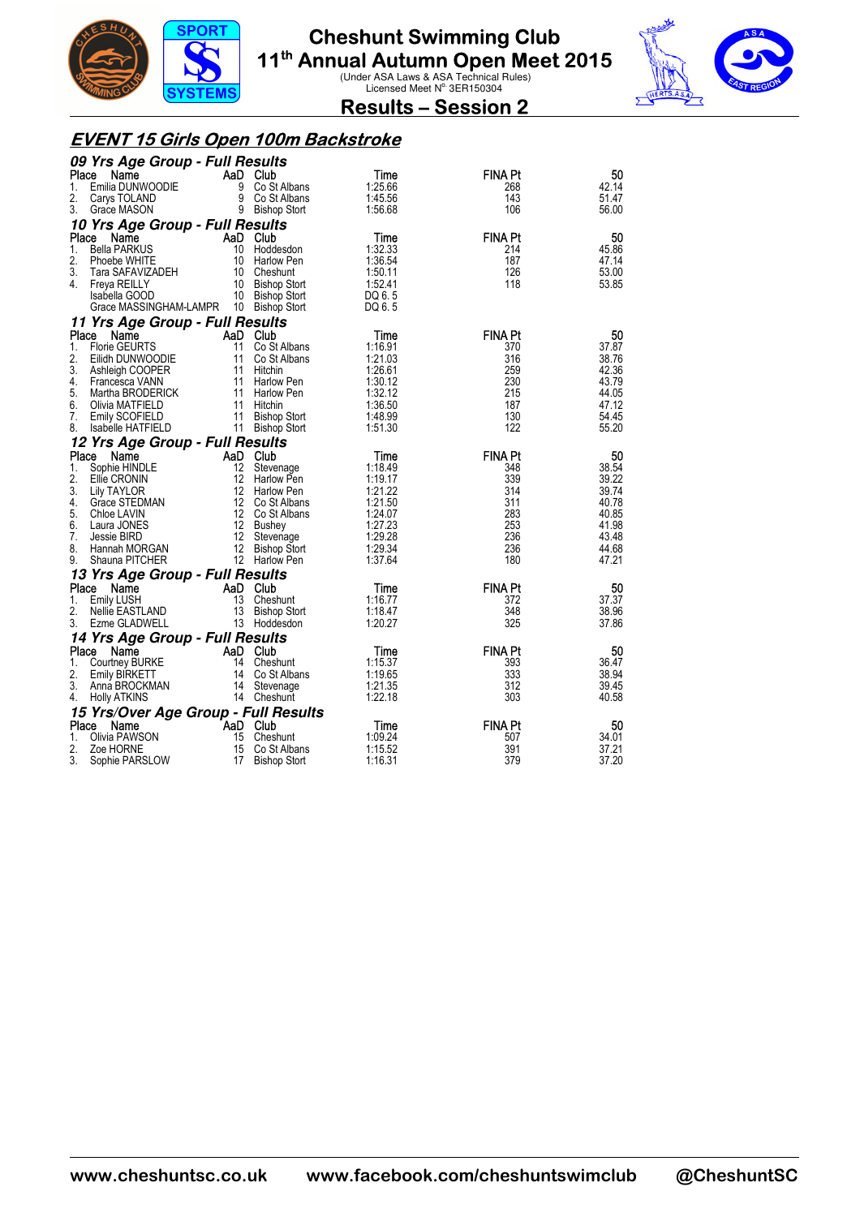# Cheshunt Swimming Club
## 11th Annual Autumn Open Meet 2015
(Under ASA Laws & ASA Technical Rules)
Licensed Meet N° 3ER150304

## Results – Session 2

### EVENT 15 Girls Open 100m Backstroke

#### 09 Yrs Age Group - Full Results

| Place | Name | AaD | Club | Time | FINA Pt | 50 |
|---|---|---|---|---|---|---|
| 1. | Emilia DUNWOODIE | 9 | Co St Albans | 1:25.66 | 268 | 42.14 |
| 2. | Carys TOLAND | 9 | Co St Albans | 1:45.56 | 143 | 51.47 |
| 3. | Grace MASON | 9 | Bishop Stort | 1:56.68 | 106 | 56.00 |

#### 10 Yrs Age Group - Full Results

| Place | Name | AaD | Club | Time | FINA Pt | 50 |
|---|---|---|---|---|---|---|
| 1. | Bella PARKUS | 10 | Hoddesdon | 1:32.33 | 214 | 45.86 |
| 2. | Phoebe WHITE | 10 | Harlow Pen | 1:36.54 | 187 | 47.14 |
| 3. | Tara SAFAVIZADEH | 10 | Cheshunt | 1:50.11 | 126 | 53.00 |
| 4. | Freya REILLY | 10 | Bishop Stort | 1:52.41 | 118 | 53.85 |
| | Isabella GOOD | 10 | Bishop Stort | DQ 6. 5 | | |
| | Grace MASSINGHAM-LAMPR | 10 | Bishop Stort | DQ 6. 5 | | |

#### 11 Yrs Age Group - Full Results

| Place | Name | AaD | Club | Time | FINA Pt | 50 |
|---|---|---|---|---|---|---|
| 1. | Florie GEURTS | 11 | Co St Albans | 1:16.91 | 370 | 37.87 |
| 2. | Eilidh DUNWOODIE | 11 | Co St Albans | 1:21.03 | 316 | 38.76 |
| 3. | Ashleigh COOPER | 11 | Hitchin | 1:26.61 | 259 | 42.36 |
| 4. | Francesca VANN | 11 | Harlow Pen | 1:30.12 | 230 | 43.79 |
| 5. | Martha BRODERICK | 11 | Harlow Pen | 1:32.12 | 215 | 44.05 |
| 6. | Olivia MATFIELD | 11 | Hitchin | 1:36.50 | 187 | 47.12 |
| 7. | Emily SCOFIELD | 11 | Bishop Stort | 1:48.99 | 130 | 54.45 |
| 8. | Isabelle HATFIELD | 11 | Bishop Stort | 1:51.30 | 122 | 55.20 |

#### 12 Yrs Age Group - Full Results

| Place | Name | AaD | Club | Time | FINA Pt | 50 |
|---|---|---|---|---|---|---|
| 1. | Sophie HINDLE | 12 | Stevenage | 1:18.49 | 348 | 38.54 |
| 2. | Ellie CRONIN | 12 | Harlow Pen | 1:19.17 | 339 | 39.22 |
| 3. | Lily TAYLOR | 12 | Harlow Pen | 1:21.22 | 314 | 39.74 |
| 4. | Grace STEDMAN | 12 | Co St Albans | 1:21.50 | 311 | 40.78 |
| 5. | Chloe LAVIN | 12 | Co St Albans | 1:24.07 | 283 | 40.85 |
| 6. | Laura JONES | 12 | Bushey | 1:27.23 | 253 | 41.98 |
| 7. | Jessie BIRD | 12 | Stevenage | 1:29.28 | 236 | 43.48 |
| 8. | Hannah MORGAN | 12 | Bishop Stort | 1:29.34 | 236 | 44.68 |
| 9. | Shauna PITCHER | 12 | Harlow Pen | 1:37.64 | 180 | 47.21 |

#### 13 Yrs Age Group - Full Results

| Place | Name | AaD | Club | Time | FINA Pt | 50 |
|---|---|---|---|---|---|---|
| 1. | Emily LUSH | 13 | Cheshunt | 1:16.77 | 372 | 37.37 |
| 2. | Nellie EASTLAND | 13 | Bishop Stort | 1:18.47 | 348 | 38.96 |
| 3. | Ezme GLADWELL | 13 | Hoddesdon | 1:20.27 | 325 | 37.86 |

#### 14 Yrs Age Group - Full Results

| Place | Name | AaD | Club | Time | FINA Pt | 50 |
|---|---|---|---|---|---|---|
| 1. | Courtney BURKE | 14 | Cheshunt | 1:15.37 | 393 | 36.47 |
| 2. | Emily BIRKETT | 14 | Co St Albans | 1:19.65 | 333 | 38.94 |
| 3. | Anna BROCKMAN | 14 | Stevenage | 1:21.35 | 312 | 39.45 |
| 4. | Holly ATKINS | 14 | Cheshunt | 1:22.18 | 303 | 40.58 |

#### 15 Yrs/Over Age Group - Full Results

| Place | Name | AaD | Club | Time | FINA Pt | 50 |
|---|---|---|---|---|---|---|
| 1. | Olivia PAWSON | 15 | Cheshunt | 1:09.24 | 507 | 34.01 |
| 2. | Zoe HORNE | 15 | Co St Albans | 1:15.52 | 391 | 37.21 |
| 3. | Sophie PARSLOW | 17 | Bishop Stort | 1:16.31 | 379 | 37.20 |

www.cheshuntsc.co.uk www.facebook.com/cheshuntswimclub @CheshuntSC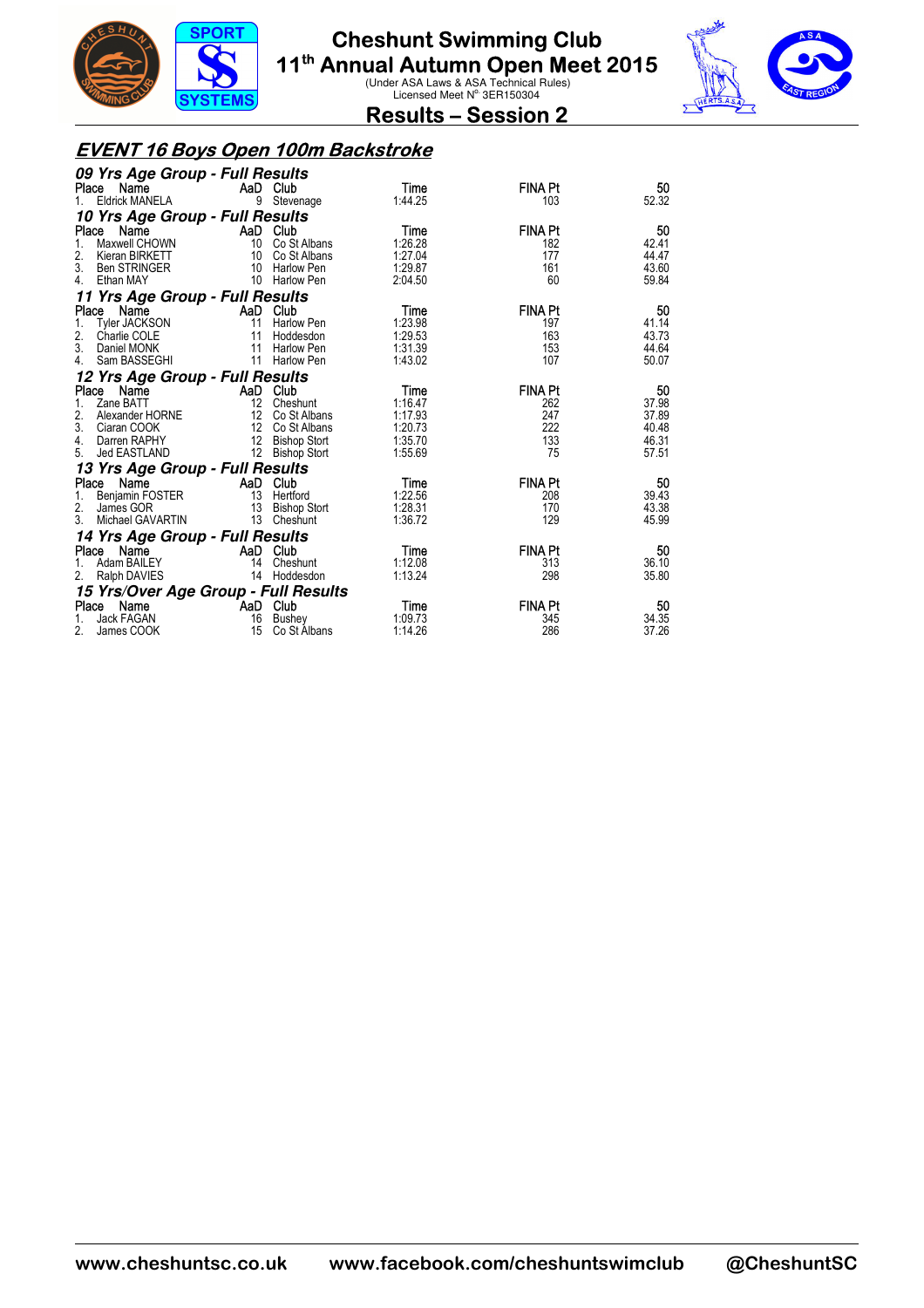# Cheshunt Swimming Club

## 11th Annual Autumn Open Meet 2015

(Under ASA Laws & ASA Technical Rules)
Licensed Meet N° 3ER150304

## Results – Session 2

### *EVENT 16 Boys Open 100m Backstroke*

#### *09 Yrs Age Group - Full Results*

| Place | Name | AaD | Club | Time | FINA Pt | 50 |
|---|---|---|---|---|---|---|
| 1. | Eldrick MANELA | 9 | Stevenage | 1:44.25 | 103 | 52.32 |

#### *10 Yrs Age Group - Full Results*

| Place | Name | AaD | Club | Time | FINA Pt | 50 |
|---|---|---|---|---|---|---|
| 1. | Maxwell CHOWN | 10 | Co St Albans | 1:26.28 | 182 | 42.41 |
| 2. | Kieran BIRKETT | 10 | Co St Albans | 1:27.04 | 177 | 44.47 |
| 3. | Ben STRINGER | 10 | Harlow Pen | 1:29.87 | 161 | 43.60 |
| 4. | Ethan MAY | 10 | Harlow Pen | 2:04.50 | 60 | 59.84 |

#### *11 Yrs Age Group - Full Results*

| Place | Name | AaD | Club | Time | FINA Pt | 50 |
|---|---|---|---|---|---|---|
| 1. | Tyler JACKSON | 11 | Harlow Pen | 1:23.98 | 197 | 41.14 |
| 2. | Charlie COLE | 11 | Hoddesdon | 1:29.53 | 163 | 43.73 |
| 3. | Daniel MONK | 11 | Harlow Pen | 1:31.39 | 153 | 44.64 |
| 4. | Sam BASSEGHI | 11 | Harlow Pen | 1:43.02 | 107 | 50.07 |

#### *12 Yrs Age Group - Full Results*

| Place | Name | AaD | Club | Time | FINA Pt | 50 |
|---|---|---|---|---|---|---|
| 1. | Zane BATT | 12 | Cheshunt | 1:16.47 | 262 | 37.98 |
| 2. | Alexander HORNE | 12 | Co St Albans | 1:17.93 | 247 | 37.89 |
| 3. | Ciaran COOK | 12 | Co St Albans | 1:20.73 | 222 | 40.48 |
| 4. | Darren RAPHY | 12 | Bishop Stort | 1:35.70 | 133 | 46.31 |
| 5. | Jed EASTLAND | 12 | Bishop Stort | 1:55.69 | 75 | 57.51 |

#### *13 Yrs Age Group - Full Results*

| Place | Name | AaD | Club | Time | FINA Pt | 50 |
|---|---|---|---|---|---|---|
| 1. | Benjamin FOSTER | 13 | Hertford | 1:22.56 | 208 | 39.43 |
| 2. | James GOR | 13 | Bishop Stort | 1:28.31 | 170 | 43.38 |
| 3. | Michael GAVARTIN | 13 | Cheshunt | 1:36.72 | 129 | 45.99 |

#### *14 Yrs Age Group - Full Results*

| Place | Name | AaD | Club | Time | FINA Pt | 50 |
|---|---|---|---|---|---|---|
| 1. | Adam BAILEY | 14 | Cheshunt | 1:12.08 | 313 | 36.10 |
| 2. | Ralph DAVIES | 14 | Hoddesdon | 1:13.24 | 298 | 35.80 |

#### *15 Yrs/Over Age Group - Full Results*

| Place | Name | AaD | Club | Time | FINA Pt | 50 |
|---|---|---|---|---|---|---|
| 1. | Jack FAGAN | 16 | Bushey | 1:09.73 | 345 | 34.35 |
| 2. | James COOK | 15 | Co St Albans | 1:14.26 | 286 | 37.26 |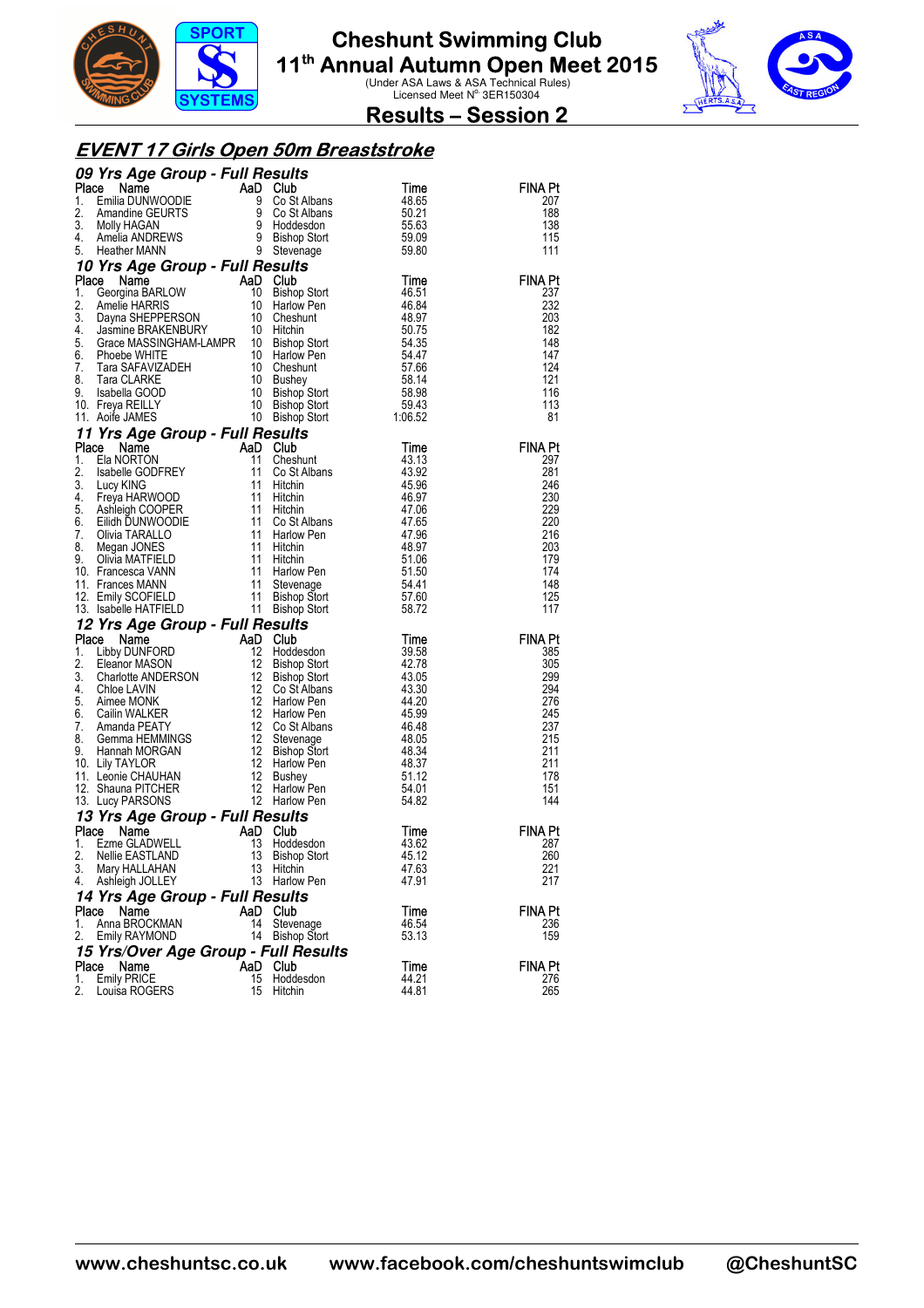# Cheshunt Swimming Club
## 11th Annual Autumn Open Meet 2015
(Under ASA Laws & ASA Technical Rules)
Licensed Meet N° 3ER150304

## Results – Session 2

### *EVENT 17 Girls Open 50m Breaststroke*

#### *09 Yrs Age Group - Full Results*

| Place | Name | AaD | Club | Time | FINA Pt |
|---|---|---|---|---|---|
| 1. | Emilia DUNWOODIE | 9 | Co St Albans | 48.65 | 207 |
| 2. | Amandine GEURTS | 9 | Co St Albans | 50.21 | 188 |
| 3. | Molly HAGAN | 9 | Hoddesdon | 55.63 | 138 |
| 4. | Amelia ANDREWS | 9 | Bishop Stort | 59.09 | 115 |
| 5. | Heather MANN | 9 | Stevenage | 59.80 | 111 |

#### *10 Yrs Age Group - Full Results*

| Place | Name | AaD | Club | Time | FINA Pt |
|---|---|---|---|---|---|
| 1. | Georgina BARLOW | 10 | Bishop Stort | 46.51 | 237 |
| 2. | Amelie HARRIS | 10 | Harlow Pen | 46.84 | 232 |
| 3. | Dayna SHEPPERSON | 10 | Cheshunt | 48.97 | 203 |
| 4. | Jasmine BRAKENBURY | 10 | Hitchin | 50.75 | 182 |
| 5. | Grace MASSINGHAM-LAMPR | 10 | Bishop Stort | 54.35 | 148 |
| 6. | Phoebe WHITE | 10 | Harlow Pen | 54.47 | 147 |
| 7. | Tara SAFAVIZADEH | 10 | Cheshunt | 57.66 | 124 |
| 8. | Tara CLARKE | 10 | Bushey | 58.14 | 121 |
| 9. | Isabella GOOD | 10 | Bishop Stort | 58.98 | 116 |
| 10. | Freya REILLY | 10 | Bishop Stort | 59.43 | 113 |
| 11. | Aoife JAMES | 10 | Bishop Stort | 1:06.52 | 81 |

#### *11 Yrs Age Group - Full Results*

| Place | Name | AaD | Club | Time | FINA Pt |
|---|---|---|---|---|---|
| 1. | Ela NORTON | 11 | Cheshunt | 43.13 | 297 |
| 2. | Isabelle GODFREY | 11 | Co St Albans | 43.92 | 281 |
| 3. | Lucy KING | 11 | Hitchin | 45.96 | 246 |
| 4. | Freya HARWOOD | 11 | Hitchin | 46.97 | 230 |
| 5. | Ashleigh COOPER | 11 | Hitchin | 47.06 | 229 |
| 6. | Eilidh DUNWOODIE | 11 | Co St Albans | 47.65 | 220 |
| 7. | Olivia TARALLO | 11 | Harlow Pen | 47.96 | 216 |
| 8. | Megan JONES | 11 | Hitchin | 48.97 | 203 |
| 9. | Olivia MATFIELD | 11 | Hitchin | 51.06 | 179 |
| 10. | Francesca VANN | 11 | Harlow Pen | 51.50 | 174 |
| 11. | Frances MANN | 11 | Stevenage | 54.41 | 148 |
| 12. | Emily SCOFIELD | 11 | Bishop Stort | 57.60 | 125 |
| 13. | Isabelle HATFIELD | 11 | Bishop Stort | 58.72 | 117 |

#### *12 Yrs Age Group - Full Results*

| Place | Name | AaD | Club | Time | FINA Pt |
|---|---|---|---|---|---|
| 1. | Libby DUNFORD | 12 | Hoddesdon | 39.58 | 385 |
| 2. | Eleanor MASON | 12 | Bishop Stort | 42.78 | 305 |
| 3. | Charlotte ANDERSON | 12 | Bishop Stort | 43.05 | 299 |
| 4. | Chloe LAVIN | 12 | Co St Albans | 43.30 | 294 |
| 5. | Aimee MONK | 12 | Harlow Pen | 44.20 | 276 |
| 6. | Cailin WALKER | 12 | Harlow Pen | 45.99 | 245 |
| 7. | Amanda PEATY | 12 | Co St Albans | 46.48 | 237 |
| 8. | Gemma HEMMINGS | 12 | Stevenage | 48.05 | 215 |
| 9. | Hannah MORGAN | 12 | Bishop Stort | 48.34 | 211 |
| 10. | Lily TAYLOR | 12 | Harlow Pen | 48.37 | 211 |
| 11. | Leonie CHAUHAN | 12 | Bushey | 51.12 | 178 |
| 12. | Shauna PITCHER | 12 | Harlow Pen | 54.01 | 151 |
| 13. | Lucy PARSONS | 12 | Harlow Pen | 54.82 | 144 |

#### *13 Yrs Age Group - Full Results*

| Place | Name | AaD | Club | Time | FINA Pt |
|---|---|---|---|---|---|
| 1. | Ezme GLADWELL | 13 | Hoddesdon | 43.62 | 287 |
| 2. | Nellie EASTLAND | 13 | Bishop Stort | 45.12 | 260 |
| 3. | Mary HALLAHAN | 13 | Hitchin | 47.63 | 221 |
| 4. | Ashleigh JOLLEY | 13 | Harlow Pen | 47.91 | 217 |

#### *14 Yrs Age Group - Full Results*

| Place | Name | AaD | Club | Time | FINA Pt |
|---|---|---|---|---|---|
| 1. | Anna BROCKMAN | 14 | Stevenage | 46.54 | 236 |
| 2. | Emily RAYMOND | 14 | Bishop Stort | 53.13 | 159 |

#### *15 Yrs/Over Age Group - Full Results*

| Place | Name | AaD | Club | Time | FINA Pt |
|---|---|---|---|---|---|
| 1. | Emily PRICE | 15 | Hoddesdon | 44.21 | 276 |
| 2. | Louisa ROGERS | 15 | Hitchin | 44.81 | 265 |

www.cheshuntsc.co.uk www.facebook.com/cheshuntswimclub @CheshuntSC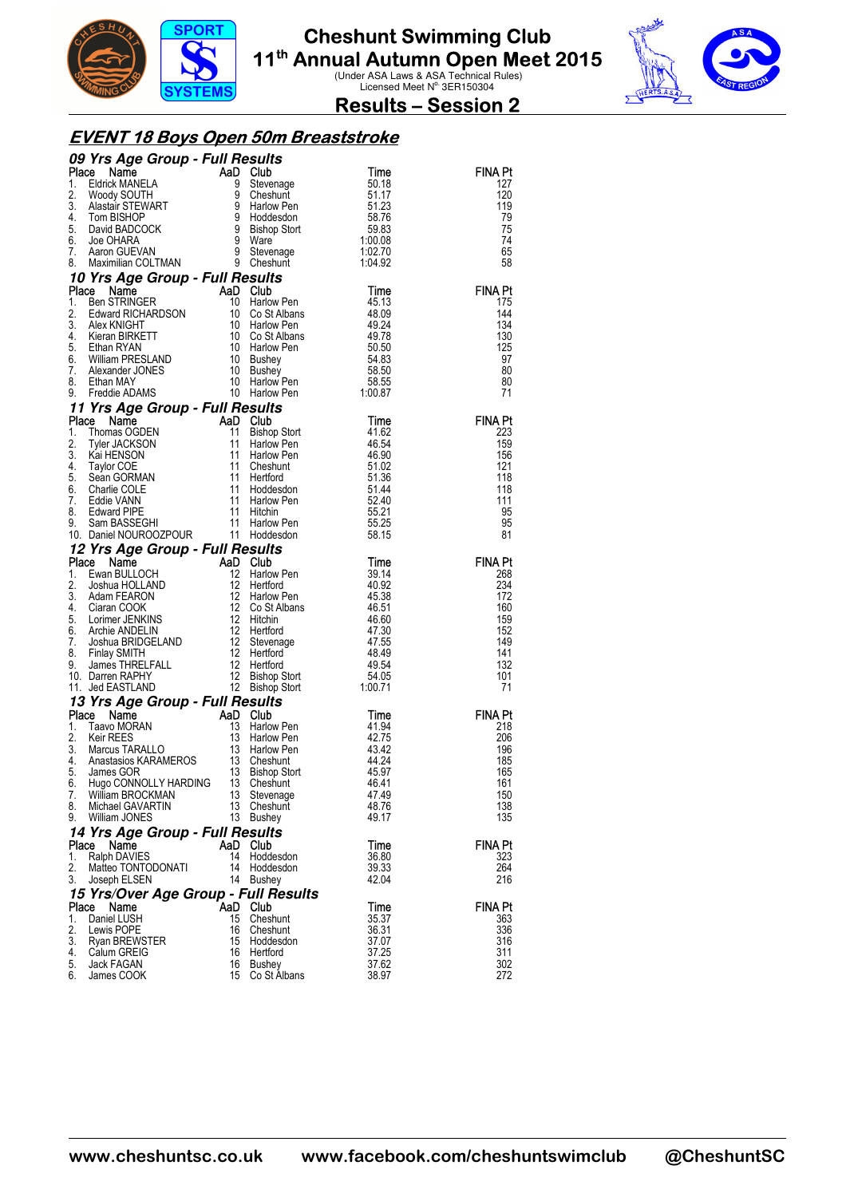# Cheshunt Swimming Club
## 11th Annual Autumn Open Meet 2015
(Under ASA Laws & ASA Technical Rules)
Licensed Meet N° 3ER150304

## Results – Session 2

### *EVENT 18 Boys Open 50m Breaststroke*

#### *09 Yrs Age Group - Full Results*

| Place | Name | AaD | Club | Time | FINA Pt |
|---|---|---|---|---|---|
| 1. | Eldrick MANELA | 9 | Stevenage | 50.18 | 127 |
| 2. | Woody SOUTH | 9 | Cheshunt | 51.17 | 120 |
| 3. | Alastair STEWART | 9 | Harlow Pen | 51.23 | 119 |
| 4. | Tom BISHOP | 9 | Hoddesdon | 58.76 | 79 |
| 5. | David BADCOCK | 9 | Bishop Stort | 59.83 | 75 |
| 6. | Joe OHARA | 9 | Ware | 1:00.08 | 74 |
| 7. | Aaron GUEVAN | 9 | Stevenage | 1:02.70 | 65 |
| 8. | Maximilian COLTMAN | 9 | Cheshunt | 1:04.92 | 58 |

#### *10 Yrs Age Group - Full Results*

| Place | Name | AaD | Club | Time | FINA Pt |
|---|---|---|---|---|---|
| 1. | Ben STRINGER | 10 | Harlow Pen | 45.13 | 175 |
| 2. | Edward RICHARDSON | 10 | Co St Albans | 48.09 | 144 |
| 3. | Alex KNIGHT | 10 | Harlow Pen | 49.24 | 134 |
| 4. | Kieran BIRKETT | 10 | Co St Albans | 49.78 | 130 |
| 5. | Ethan RYAN | 10 | Harlow Pen | 50.50 | 125 |
| 6. | William PRESLAND | 10 | Bushey | 54.83 | 97 |
| 7. | Alexander JONES | 10 | Bushey | 58.50 | 80 |
| 8. | Ethan MAY | 10 | Harlow Pen | 58.55 | 80 |
| 9. | Freddie ADAMS | 10 | Harlow Pen | 1:00.87 | 71 |

#### *11 Yrs Age Group - Full Results*

| Place | Name | AaD | Club | Time | FINA Pt |
|---|---|---|---|---|---|
| 1. | Thomas OGDEN | 11 | Bishop Stort | 41.62 | 223 |
| 2. | Tyler JACKSON | 11 | Harlow Pen | 46.54 | 159 |
| 3. | Kai HENSON | 11 | Harlow Pen | 46.90 | 156 |
| 4. | Taylor COE | 11 | Cheshunt | 51.02 | 121 |
| 5. | Sean GORMAN | 11 | Hertford | 51.36 | 118 |
| 6. | Charlie COLE | 11 | Hoddesdon | 51.44 | 118 |
| 7. | Eddie VANN | 11 | Harlow Pen | 52.40 | 111 |
| 8. | Edward PIPE | 11 | Hitchin | 55.21 | 95 |
| 9. | Sam BASSEGHI | 11 | Harlow Pen | 55.25 | 95 |
| 10. | Daniel NOUROOZPOUR | 11 | Hoddesdon | 58.15 | 81 |

#### *12 Yrs Age Group - Full Results*

| Place | Name | AaD | Club | Time | FINA Pt |
|---|---|---|---|---|---|
| 1. | Ewan BULLOCH | 12 | Harlow Pen | 39.14 | 268 |
| 2. | Joshua HOLLAND | 12 | Hertford | 40.92 | 234 |
| 3. | Adam FEARON | 12 | Harlow Pen | 45.38 | 172 |
| 4. | Ciaran COOK | 12 | Co St Albans | 46.51 | 160 |
| 5. | Lorimer JENKINS | 12 | Hitchin | 46.60 | 159 |
| 6. | Archie ANDELIN | 12 | Hertford | 47.30 | 152 |
| 7. | Joshua BRIDGELAND | 12 | Stevenage | 47.55 | 149 |
| 8. | Finlay SMITH | 12 | Hertford | 48.49 | 141 |
| 9. | James THRELFALL | 12 | Hertford | 49.54 | 132 |
| 10. | Darren RAPHY | 12 | Bishop Stort | 54.05 | 101 |
| 11. | Jed EASTLAND | 12 | Bishop Stort | 1:00.71 | 71 |

#### *13 Yrs Age Group - Full Results*

| Place | Name | AaD | Club | Time | FINA Pt |
|---|---|---|---|---|---|
| 1. | Taavo MORAN | 13 | Harlow Pen | 41.94 | 218 |
| 2. | Keir REES | 13 | Harlow Pen | 42.75 | 206 |
| 3. | Marcus TARALLO | 13 | Harlow Pen | 43.42 | 196 |
| 4. | Anastasios KARAMEROS | 13 | Cheshunt | 44.24 | 185 |
| 5. | James GOR | 13 | Bishop Stort | 45.97 | 165 |
| 6. | Hugo CONNOLLY HARDING | 13 | Cheshunt | 46.41 | 161 |
| 7. | William BROCKMAN | 13 | Stevenage | 47.49 | 150 |
| 8. | Michael GAVARTIN | 13 | Cheshunt | 48.76 | 138 |
| 9. | William JONES | 13 | Bushey | 49.17 | 135 |

#### *14 Yrs Age Group - Full Results*

| Place | Name | AaD | Club | Time | FINA Pt |
|---|---|---|---|---|---|
| 1. | Ralph DAVIES | 14 | Hoddesdon | 36.80 | 323 |
| 2. | Matteo TONTODONATI | 14 | Hoddesdon | 39.33 | 264 |
| 3. | Joseph ELSEN | 14 | Bushey | 42.04 | 216 |

#### *15 Yrs/Over Age Group - Full Results*

| Place | Name | AaD | Club | Time | FINA Pt |
|---|---|---|---|---|---|
| 1. | Daniel LUSH | 15 | Cheshunt | 35.37 | 363 |
| 2. | Lewis POPE | 16 | Cheshunt | 36.31 | 336 |
| 3. | Ryan BREWSTER | 15 | Hoddesdon | 37.07 | 316 |
| 4. | Calum GREIG | 16 | Hertford | 37.25 | 311 |
| 5. | Jack FAGAN | 16 | Bushey | 37.62 | 302 |
| 6. | James COOK | 15 | Co St Albans | 38.97 | 272 |

www.cheshuntsc.co.uk www.facebook.com/cheshuntswimclub @CheshuntSC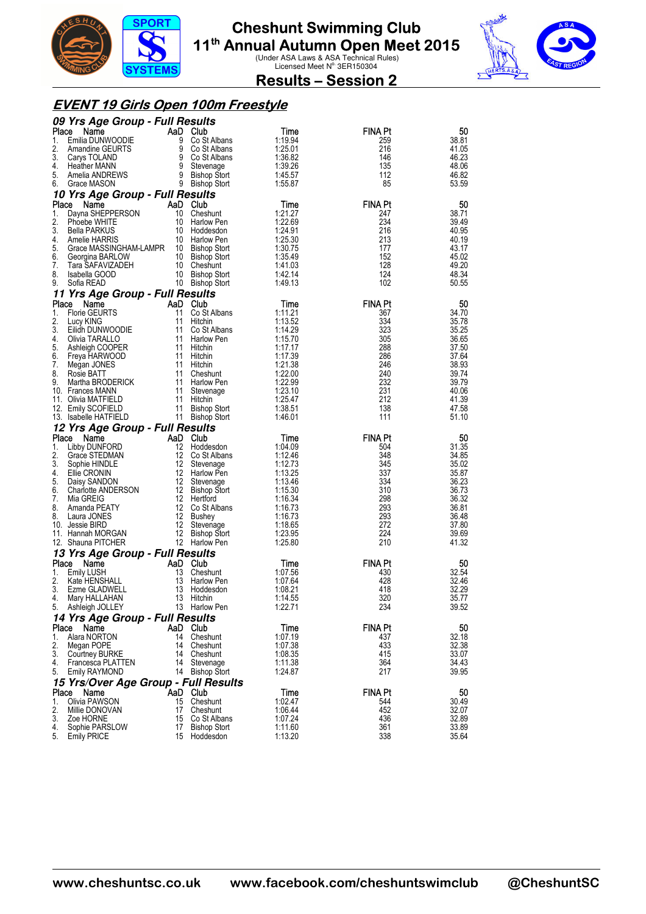# Cheshunt Swimming Club
## 11th Annual Autumn Open Meet 2015
(Under ASA Laws & ASA Technical Rules)
Licensed Meet N° 3ER150304

## Results – Session 2

## *EVENT 19 Girls Open 100m Freestyle*

### *09 Yrs Age Group - Full Results*

| Place | Name | AaD | Club | Time | FINA Pt | 50 |
|---|---|---|---|---|---|---|
| 1. | Emilia DUNWOODIE | 9 | Co St Albans | 1:19.94 | 259 | 38.81 |
| 2. | Amandine GEURTS | 9 | Co St Albans | 1:25.01 | 216 | 41.05 |
| 3. | Carys TOLAND | 9 | Co St Albans | 1:36.82 | 146 | 46.23 |
| 4. | Heather MANN | 9 | Stevenage | 1:39.26 | 135 | 48.06 |
| 5. | Amelia ANDREWS | 9 | Bishop Stort | 1:45.57 | 112 | 46.82 |
| 6. | Grace MASON | 9 | Bishop Stort | 1:55.87 | 85 | 53.59 |

### *10 Yrs Age Group - Full Results*

| Place | Name | AaD | Club | Time | FINA Pt | 50 |
|---|---|---|---|---|---|---|
| 1. | Dayna SHEPPERSON | 10 | Cheshunt | 1:21.27 | 247 | 38.71 |
| 2. | Phoebe WHITE | 10 | Harlow Pen | 1:22.69 | 234 | 39.49 |
| 3. | Bella PARKUS | 10 | Hoddesdon | 1:24.91 | 216 | 40.95 |
| 4. | Amelie HARRIS | 10 | Harlow Pen | 1:25.30 | 213 | 40.19 |
| 5. | Grace MASSINGHAM-LAMPR | 10 | Bishop Stort | 1:30.75 | 177 | 43.17 |
| 6. | Georgina BARLOW | 10 | Bishop Stort | 1:35.49 | 152 | 45.02 |
| 7. | Tara SAFAVIZADEH | 10 | Cheshunt | 1:41.03 | 128 | 49.20 |
| 8. | Isabella GOOD | 10 | Bishop Stort | 1:42.14 | 124 | 48.34 |
| 9. | Sofia READ | 10 | Bishop Stort | 1:49.13 | 102 | 50.55 |

### *11 Yrs Age Group - Full Results*

| Place | Name | AaD | Club | Time | FINA Pt | 50 |
|---|---|---|---|---|---|---|
| 1. | Florie GEURTS | 11 | Co St Albans | 1:11.21 | 367 | 34.70 |
| 2. | Lucy KING | 11 | Hitchin | 1:13.52 | 334 | 35.78 |
| 3. | Eilidh DUNWOODIE | 11 | Co St Albans | 1:14.29 | 323 | 35.25 |
| 4. | Olivia TARALLO | 11 | Harlow Pen | 1:15.70 | 305 | 36.65 |
| 5. | Ashleigh COOPER | 11 | Hitchin | 1:17.17 | 288 | 37.50 |
| 6. | Freya HARWOOD | 11 | Hitchin | 1:17.39 | 286 | 37.64 |
| 7. | Megan JONES | 11 | Hitchin | 1:21.38 | 246 | 38.93 |
| 8. | Rosie BATT | 11 | Cheshunt | 1:22.00 | 240 | 39.74 |
| 9. | Martha BRODERICK | 11 | Harlow Pen | 1:22.99 | 232 | 39.79 |
| 10. | Frances MANN | 11 | Stevenage | 1:23.10 | 231 | 40.06 |
| 11. | Olivia MATFIELD | 11 | Hitchin | 1:25.47 | 212 | 41.39 |
| 12. | Emily SCOFIELD | 11 | Bishop Stort | 1:38.51 | 138 | 47.58 |
| 13. | Isabelle HATFIELD | 11 | Bishop Stort | 1:46.01 | 111 | 51.10 |

### *12 Yrs Age Group - Full Results*

| Place | Name | AaD | Club | Time | FINA Pt | 50 |
|---|---|---|---|---|---|---|
| 1. | Libby DUNFORD | 12 | Hoddesdon | 1:04.09 | 504 | 31.35 |
| 2. | Grace STEDMAN | 12 | Co St Albans | 1:12.46 | 348 | 34.85 |
| 3. | Sophie HINDLE | 12 | Stevenage | 1:12.73 | 345 | 35.02 |
| 4. | Ellie CRONIN | 12 | Harlow Pen | 1:13.25 | 337 | 35.87 |
| 5. | Daisy SANDON | 12 | Stevenage | 1:13.46 | 334 | 36.23 |
| 6. | Charlotte ANDERSON | 12 | Bishop Stort | 1:15.30 | 310 | 36.73 |
| 7. | Mia GREIG | 12 | Hertford | 1:16.34 | 298 | 36.32 |
| 8. | Amanda PEATY | 12 | Co St Albans | 1:16.73 | 293 | 36.81 |
| 8. | Laura JONES | 12 | Bushey | 1:16.73 | 293 | 36.48 |
| 10. | Jessie BIRD | 12 | Stevenage | 1:18.65 | 272 | 37.80 |
| 11. | Hannah MORGAN | 12 | Bishop Stort | 1:23.95 | 224 | 39.69 |
| 12. | Shauna PITCHER | 12 | Harlow Pen | 1:25.80 | 210 | 41.32 |

### *13 Yrs Age Group - Full Results*

| Place | Name | AaD | Club | Time | FINA Pt | 50 |
|---|---|---|---|---|---|---|
| 1. | Emily LUSH | 13 | Cheshunt | 1:07.56 | 430 | 32.54 |
| 2. | Kate HENSHALL | 13 | Harlow Pen | 1:07.64 | 428 | 32.46 |
| 3. | Ezme GLADWELL | 13 | Hoddesdon | 1:08.21 | 418 | 32.29 |
| 4. | Mary HALLAHAN | 13 | Hitchin | 1:14.55 | 320 | 35.77 |
| 5. | Ashleigh JOLLEY | 13 | Harlow Pen | 1:22.71 | 234 | 39.52 |

### *14 Yrs Age Group - Full Results*

| Place | Name | AaD | Club | Time | FINA Pt | 50 |
|---|---|---|---|---|---|---|
| 1. | Alara NORTON | 14 | Cheshunt | 1:07.19 | 437 | 32.18 |
| 2. | Megan POPE | 14 | Cheshunt | 1:07.38 | 433 | 32.38 |
| 3. | Courtney BURKE | 14 | Cheshunt | 1:08.35 | 415 | 33.07 |
| 4. | Francesca PLATTEN | 14 | Stevenage | 1:11.38 | 364 | 34.43 |
| 5. | Emily RAYMOND | 14 | Bishop Stort | 1:24.87 | 217 | 39.95 |

### *15 Yrs/Over Age Group - Full Results*

| Place | Name | AaD | Club | Time | FINA Pt | 50 |
|---|---|---|---|---|---|---|
| 1. | Olivia PAWSON | 15 | Cheshunt | 1:02.47 | 544 | 30.49 |
| 2. | Millie DONOVAN | 17 | Cheshunt | 1:06.44 | 452 | 32.07 |
| 3. | Zoe HORNE | 15 | Co St Albans | 1:07.24 | 436 | 32.89 |
| 4. | Sophie PARSLOW | 17 | Bishop Stort | 1:11.60 | 361 | 33.89 |
| 5. | Emily PRICE | 15 | Hoddesdon | 1:13.20 | 338 | 35.64 |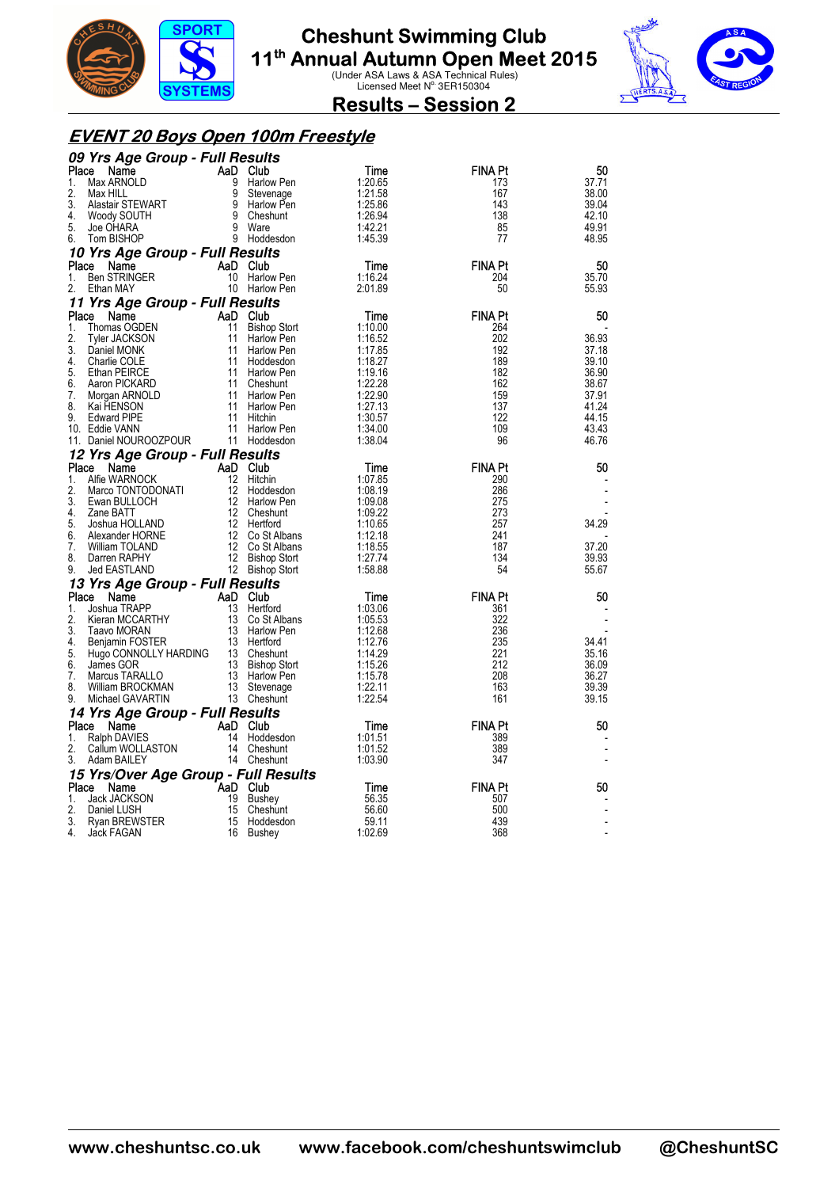# Cheshunt Swimming Club

## 11th Annual Autumn Open Meet 2015

(Under ASA Laws & ASA Technical Rules)
Licensed Meet N° 3ER150304

## Results – Session 2

### *EVENT 20 Boys Open 100m Freestyle*

#### *09 Yrs Age Group - Full Results*

| Place | Name | AaD | Club | Time | FINA Pt | 50 |
|---|---|---|---|---|---|---|
| 1. | Max ARNOLD | 9 | Harlow Pen | 1:20.65 | 173 | 37.71 |
| 2. | Max HILL | 9 | Stevenage | 1:21.58 | 167 | 38.00 |
| 3. | Alastair STEWART | 9 | Harlow Pen | 1:25.86 | 143 | 39.04 |
| 4. | Woody SOUTH | 9 | Cheshunt | 1:26.94 | 138 | 42.10 |
| 5. | Joe OHARA | 9 | Ware | 1:42.21 | 85 | 49.91 |
| 6. | Tom BISHOP | 9 | Hoddesdon | 1:45.39 | 77 | 48.95 |

#### *10 Yrs Age Group - Full Results*

| Place | Name | AaD | Club | Time | FINA Pt | 50 |
|---|---|---|---|---|---|---|
| 1. | Ben STRINGER | 10 | Harlow Pen | 1:16.24 | 204 | 35.70 |
| 2. | Ethan MAY | 10 | Harlow Pen | 2:01.89 | 50 | 55.93 |

#### *11 Yrs Age Group - Full Results*

| Place | Name | AaD | Club | Time | FINA Pt | 50 |
|---|---|---|---|---|---|---|
| 1. | Thomas OGDEN | 11 | Bishop Stort | 1:10.00 | 264 | - |
| 2. | Tyler JACKSON | 11 | Harlow Pen | 1:16.52 | 202 | 36.93 |
| 3. | Daniel MONK | 11 | Harlow Pen | 1:17.85 | 192 | 37.18 |
| 4. | Charlie COLE | 11 | Hoddesdon | 1:18.27 | 189 | 39.10 |
| 5. | Ethan PEIRCE | 11 | Harlow Pen | 1:19.16 | 182 | 36.90 |
| 6. | Aaron PICKARD | 11 | Cheshunt | 1:22.28 | 162 | 38.67 |
| 7. | Morgan ARNOLD | 11 | Harlow Pen | 1:22.90 | 159 | 37.91 |
| 8. | Kai HENSON | 11 | Harlow Pen | 1:27.13 | 137 | 41.24 |
| 9. | Edward PIPE | 11 | Hitchin | 1:30.57 | 122 | 44.15 |
| 10. | Eddie VANN | 11 | Harlow Pen | 1:34.00 | 109 | 43.43 |
| 11. | Daniel NOUROOZPOUR | 11 | Hoddesdon | 1:38.04 | 96 | 46.76 |

#### *12 Yrs Age Group - Full Results*

| Place | Name | AaD | Club | Time | FINA Pt | 50 |
|---|---|---|---|---|---|---|
| 1. | Alfie WARNOCK | 12 | Hitchin | 1:07.85 | 290 | - |
| 2. | Marco TONTODONATI | 12 | Hoddesdon | 1:08.19 | 286 | - |
| 3. | Ewan BULLOCH | 12 | Harlow Pen | 1:09.08 | 275 | - |
| 4. | Zane BATT | 12 | Cheshunt | 1:09.22 | 273 | - |
| 5. | Joshua HOLLAND | 12 | Hertford | 1:10.65 | 257 | 34.29 |
| 6. | Alexander HORNE | 12 | Co St Albans | 1:12.18 | 241 | - |
| 7. | William TOLAND | 12 | Co St Albans | 1:18.55 | 187 | 37.20 |
| 8. | Darren RAPHY | 12 | Bishop Stort | 1:27.74 | 134 | 39.93 |
| 9. | Jed EASTLAND | 12 | Bishop Stort | 1:58.88 | 54 | 55.67 |

#### *13 Yrs Age Group - Full Results*

| Place | Name | AaD | Club | Time | FINA Pt | 50 |
|---|---|---|---|---|---|---|
| 1. | Joshua TRAPP | 13 | Hertford | 1:03.06 | 361 | - |
| 2. | Kieran MCCARTHY | 13 | Co St Albans | 1:05.53 | 322 | - |
| 3. | Taavo MORAN | 13 | Harlow Pen | 1:12.68 | 236 | - |
| 4. | Benjamin FOSTER | 13 | Hertford | 1:12.76 | 235 | 34.41 |
| 5. | Hugo CONNOLLY HARDING | 13 | Cheshunt | 1:14.29 | 221 | 35.16 |
| 6. | James GOR | 13 | Bishop Stort | 1:15.26 | 212 | 36.09 |
| 7. | Marcus TARALLO | 13 | Harlow Pen | 1:15.78 | 208 | 36.27 |
| 8. | William BROCKMAN | 13 | Stevenage | 1:22.11 | 163 | 39.39 |
| 9. | Michael GAVARTIN | 13 | Cheshunt | 1:22.54 | 161 | 39.15 |

#### *14 Yrs Age Group - Full Results*

| Place | Name | AaD | Club | Time | FINA Pt | 50 |
|---|---|---|---|---|---|---|
| 1. | Ralph DAVIES | 14 | Hoddesdon | 1:01.51 | 389 | - |
| 2. | Callum WOLLASTON | 14 | Cheshunt | 1:01.52 | 389 | - |
| 3. | Adam BAILEY | 14 | Cheshunt | 1:03.90 | 347 | - |

#### *15 Yrs/Over Age Group - Full Results*

| Place | Name | AaD | Club | Time | FINA Pt | 50 |
|---|---|---|---|---|---|---|
| 1. | Jack JACKSON | 19 | Bushey | 56.35 | 507 | - |
| 2. | Daniel LUSH | 15 | Cheshunt | 56.60 | 500 | - |
| 3. | Ryan BREWSTER | 15 | Hoddesdon | 59.11 | 439 | - |
| 4. | Jack FAGAN | 16 | Bushey | 1:02.69 | 368 | - |

www.cheshuntsc.co.uk www.facebook.com/cheshuntswimclub @CheshuntSC